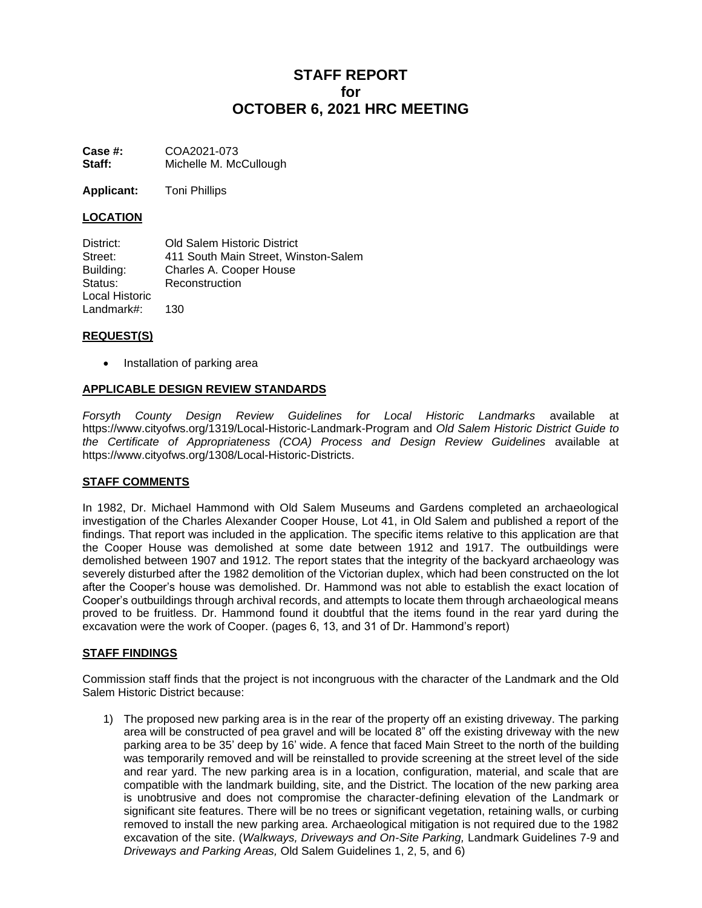# STAFF REPORT
# for
# OCTOBER 6, 2021 HRC MEETING

**Case #:** COA2021-073
**Staff:** Michelle M. McCullough

**Applicant:** Toni Phillips

## LOCATION

District: Old Salem Historic District
Street: 411 South Main Street, Winston-Salem
Building: Charles A. Cooper House
Status: Reconstruction
Local Historic Landmark#: 130

## REQUEST(S)

- Installation of parking area

## APPLICABLE DESIGN REVIEW STANDARDS

*Forsyth County Design Review Guidelines for Local Historic Landmarks* available at https://www.cityofws.org/1319/Local-Historic-Landmark-Program and *Old Salem Historic District Guide to the Certificate of Appropriateness (COA) Process and Design Review Guidelines* available at https://www.cityofws.org/1308/Local-Historic-Districts.

## STAFF COMMENTS

In 1982, Dr. Michael Hammond with Old Salem Museums and Gardens completed an archaeological investigation of the Charles Alexander Cooper House, Lot 41, in Old Salem and published a report of the findings. That report was included in the application. The specific items relative to this application are that the Cooper House was demolished at some date between 1912 and 1917. The outbuildings were demolished between 1907 and 1912. The report states that the integrity of the backyard archaeology was severely disturbed after the 1982 demolition of the Victorian duplex, which had been constructed on the lot after the Cooper's house was demolished. Dr. Hammond was not able to establish the exact location of Cooper's outbuildings through archival records, and attempts to locate them through archaeological means proved to be fruitless. Dr. Hammond found it doubtful that the items found in the rear yard during the excavation were the work of Cooper. (pages 6, 13, and 31 of Dr. Hammond's report)

## STAFF FINDINGS

Commission staff finds that the project is not incongruous with the character of the Landmark and the Old Salem Historic District because:

1) The proposed new parking area is in the rear of the property off an existing driveway. The parking area will be constructed of pea gravel and will be located 8" off the existing driveway with the new parking area to be 35' deep by 16' wide. A fence that faced Main Street to the north of the building was temporarily removed and will be reinstalled to provide screening at the street level of the side and rear yard. The new parking area is in a location, configuration, material, and scale that are compatible with the landmark building, site, and the District. The location of the new parking area is unobtrusive and does not compromise the character-defining elevation of the Landmark or significant site features. There will be no trees or significant vegetation, retaining walls, or curbing removed to install the new parking area. Archaeological mitigation is not required due to the 1982 excavation of the site. (*Walkways, Driveways and On-Site Parking,* Landmark Guidelines 7-9 and *Driveways and Parking Areas,* Old Salem Guidelines 1, 2, 5, and 6)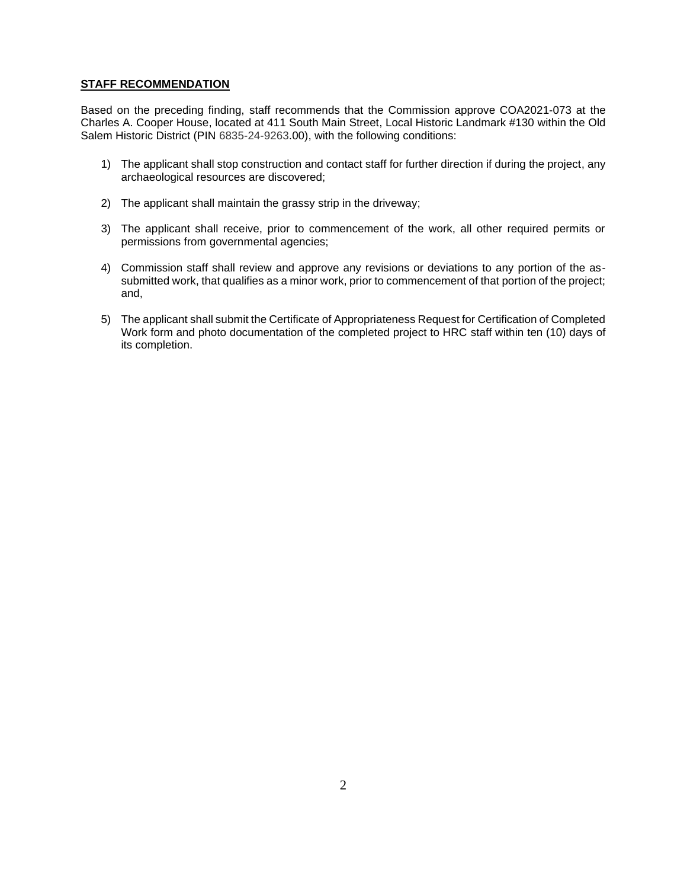**STAFF RECOMMENDATION**

Based on the preceding finding, staff recommends that the Commission approve COA2021-073 at the Charles A. Cooper House, located at 411 South Main Street, Local Historic Landmark #130 within the Old Salem Historic District (PIN 6835-24-9263.00), with the following conditions:

1) The applicant shall stop construction and contact staff for further direction if during the project, any archaeological resources are discovered;

2) The applicant shall maintain the grassy strip in the driveway;

3) The applicant shall receive, prior to commencement of the work, all other required permits or permissions from governmental agencies;

4) Commission staff shall review and approve any revisions or deviations to any portion of the as-submitted work, that qualifies as a minor work, prior to commencement of that portion of the project; and,

5) The applicant shall submit the Certificate of Appropriateness Request for Certification of Completed Work form and photo documentation of the completed project to HRC staff within ten (10) days of its completion.